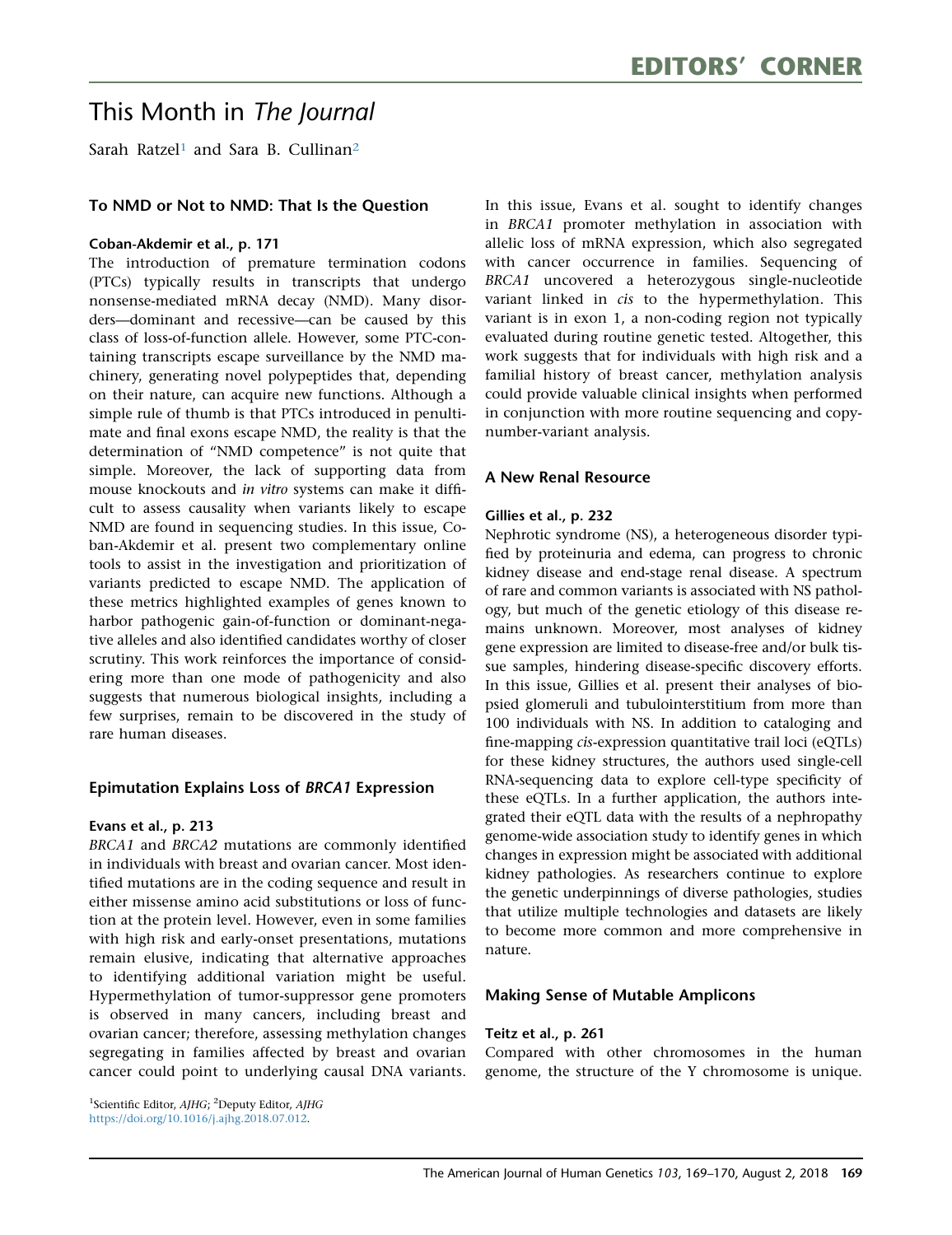# This Month in *The Journal*

Sarah Ratzel[1] and Sara B. Cullinan[2]

## To NMD or Not to NMD: That Is the Question

### Coban-Akdemir et al., p. 171

The introduction of premature termination codons (PTCs) typically results in transcripts that undergo nonsense-mediated mRNA decay (NMD). Many disorders—dominant and recessive—can be caused by this class of loss-of-function allele. However, some PTC-containing transcripts escape surveillance by the NMD machinery, generating novel polypeptides that, depending on their nature, can acquire new functions. Although a simple rule of thumb is that PTCs introduced in penultimate and final exons escape NMD, the reality is that the determination of "NMD competence" is not quite that simple. Moreover, the lack of supporting data from mouse knockouts and *in vitro* systems can make it difficult to assess causality when variants likely to escape NMD are found in sequencing studies. In this issue, Coban-Akdemir et al. present two complementary online tools to assist in the investigation and prioritization of variants predicted to escape NMD. The application of these metrics highlighted examples of genes known to harbor pathogenic gain-of-function or dominant-negative alleles and also identified candidates worthy of closer scrutiny. This work reinforces the importance of considering more than one mode of pathogenicity and also suggests that numerous biological insights, including a few surprises, remain to be discovered in the study of rare human diseases.

## Epimutation Explains Loss of *BRCA1* Expression

### Evans et al., p. 213

*BRCA1* and *BRCA2* mutations are commonly identified in individuals with breast and ovarian cancer. Most identified mutations are in the coding sequence and result in either missense amino acid substitutions or loss of function at the protein level. However, even in some families with high risk and early-onset presentations, mutations remain elusive, indicating that alternative approaches to identifying additional variation might be useful. Hypermethylation of tumor-suppressor gene promoters is observed in many cancers, including breast and ovarian cancer; therefore, assessing methylation changes segregating in families affected by breast and ovarian cancer could point to underlying causal DNA variants. In this issue, Evans et al. sought to identify changes in *BRCA1* promoter methylation in association with allelic loss of mRNA expression, which also segregated with cancer occurrence in families. Sequencing of *BRCA1* uncovered a heterozygous single-nucleotide variant linked in *cis* to the hypermethylation. This variant is in exon 1, a non-coding region not typically evaluated during routine genetic tested. Altogether, this work suggests that for individuals with high risk and a familial history of breast cancer, methylation analysis could provide valuable clinical insights when performed in conjunction with more routine sequencing and copy-number-variant analysis.

## A New Renal Resource

### Gillies et al., p. 232

Nephrotic syndrome (NS), a heterogeneous disorder typified by proteinuria and edema, can progress to chronic kidney disease and end-stage renal disease. A spectrum of rare and common variants is associated with NS pathology, but much of the genetic etiology of this disease remains unknown. Moreover, most analyses of kidney gene expression are limited to disease-free and/or bulk tissue samples, hindering disease-specific discovery efforts. In this issue, Gillies et al. present their analyses of biopsied glomeruli and tubulointerstitium from more than 100 individuals with NS. In addition to cataloging and fine-mapping *cis*-expression quantitative trail loci (eQTLs) for these kidney structures, the authors used single-cell RNA-sequencing data to explore cell-type specificity of these eQTLs. In a further application, the authors integrated their eQTL data with the results of a nephropathy genome-wide association study to identify genes in which changes in expression might be associated with additional kidney pathologies. As researchers continue to explore the genetic underpinnings of diverse pathologies, studies that utilize multiple technologies and datasets are likely to become more common and more comprehensive in nature.

## Making Sense of Mutable Amplicons

### Teitz et al., p. 261

Compared with other chromosomes in the human genome, the structure of the Y chromosome is unique.

[1]Scientific Editor, *AJHG*; [2]Deputy Editor, *AJHG*
https://doi.org/10.1016/j.ajhg.2018.07.012.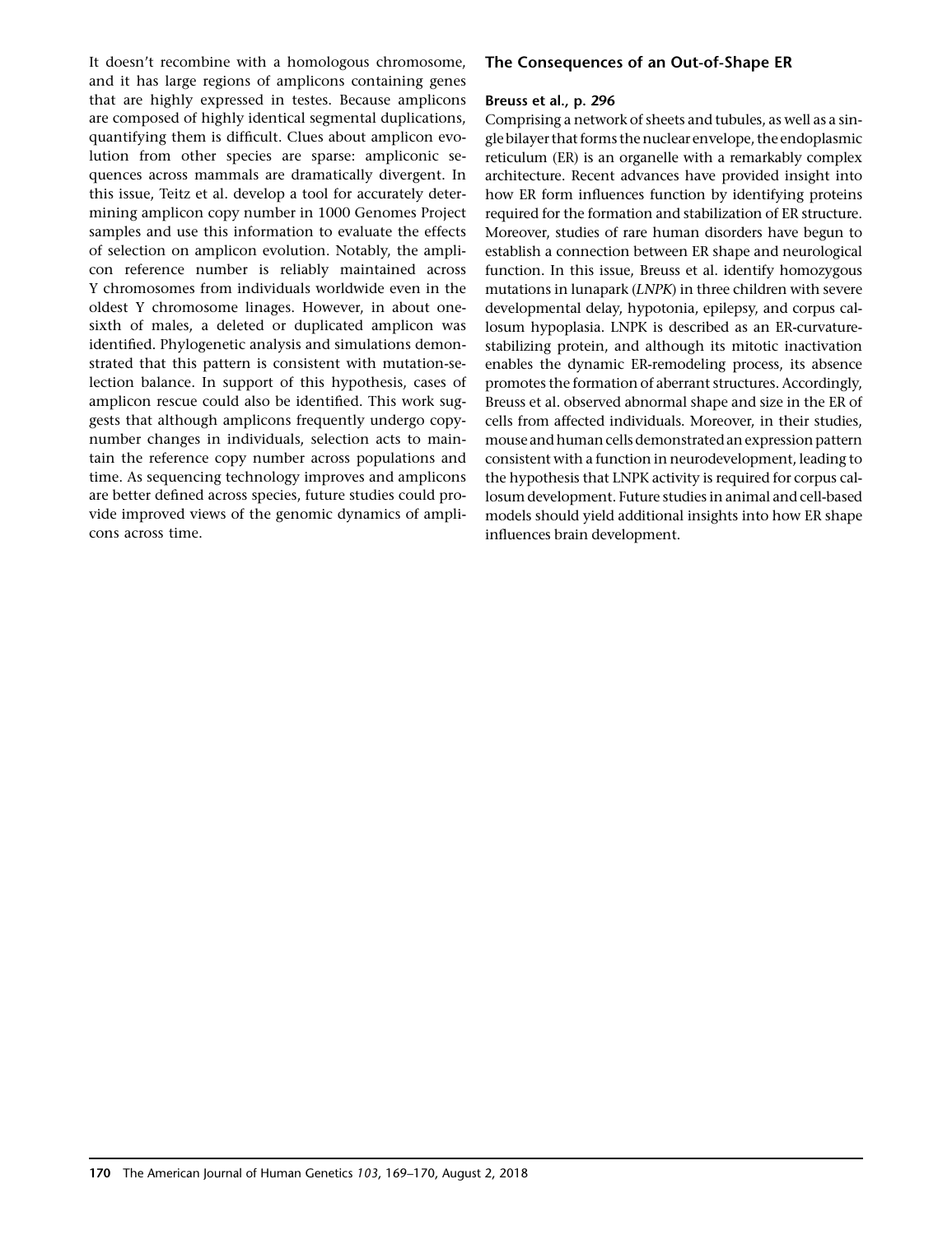It doesn't recombine with a homologous chromosome, and it has large regions of amplicons containing genes that are highly expressed in testes. Because amplicons are composed of highly identical segmental duplications, quantifying them is difficult. Clues about amplicon evolution from other species are sparse: ampliconic sequences across mammals are dramatically divergent. In this issue, Teitz et al. develop a tool for accurately determining amplicon copy number in 1000 Genomes Project samples and use this information to evaluate the effects of selection on amplicon evolution. Notably, the amplicon reference number is reliably maintained across Y chromosomes from individuals worldwide even in the oldest Y chromosome linages. However, in about one-sixth of males, a deleted or duplicated amplicon was identified. Phylogenetic analysis and simulations demonstrated that this pattern is consistent with mutation-selection balance. In support of this hypothesis, cases of amplicon rescue could also be identified. This work suggests that although amplicons frequently undergo copy-number changes in individuals, selection acts to maintain the reference copy number across populations and time. As sequencing technology improves and amplicons are better defined across species, future studies could provide improved views of the genomic dynamics of amplicons across time.

## The Consequences of an Out-of-Shape ER

**Breuss et al., p. 296**

Comprising a network of sheets and tubules, as well as a single bilayer that forms the nuclear envelope, the endoplasmic reticulum (ER) is an organelle with a remarkably complex architecture. Recent advances have provided insight into how ER form influences function by identifying proteins required for the formation and stabilization of ER structure. Moreover, studies of rare human disorders have begun to establish a connection between ER shape and neurological function. In this issue, Breuss et al. identify homozygous mutations in lunapark (*LNPK*) in three children with severe developmental delay, hypotonia, epilepsy, and corpus callosum hypoplasia. LNPK is described as an ER-curvature-stabilizing protein, and although its mitotic inactivation enables the dynamic ER-remodeling process, its absence promotes the formation of aberrant structures. Accordingly, Breuss et al. observed abnormal shape and size in the ER of cells from affected individuals. Moreover, in their studies, mouse and human cells demonstrated an expression pattern consistent with a function in neurodevelopment, leading to the hypothesis that LNPK activity is required for corpus callosum development. Future studies in animal and cell-based models should yield additional insights into how ER shape influences brain development.